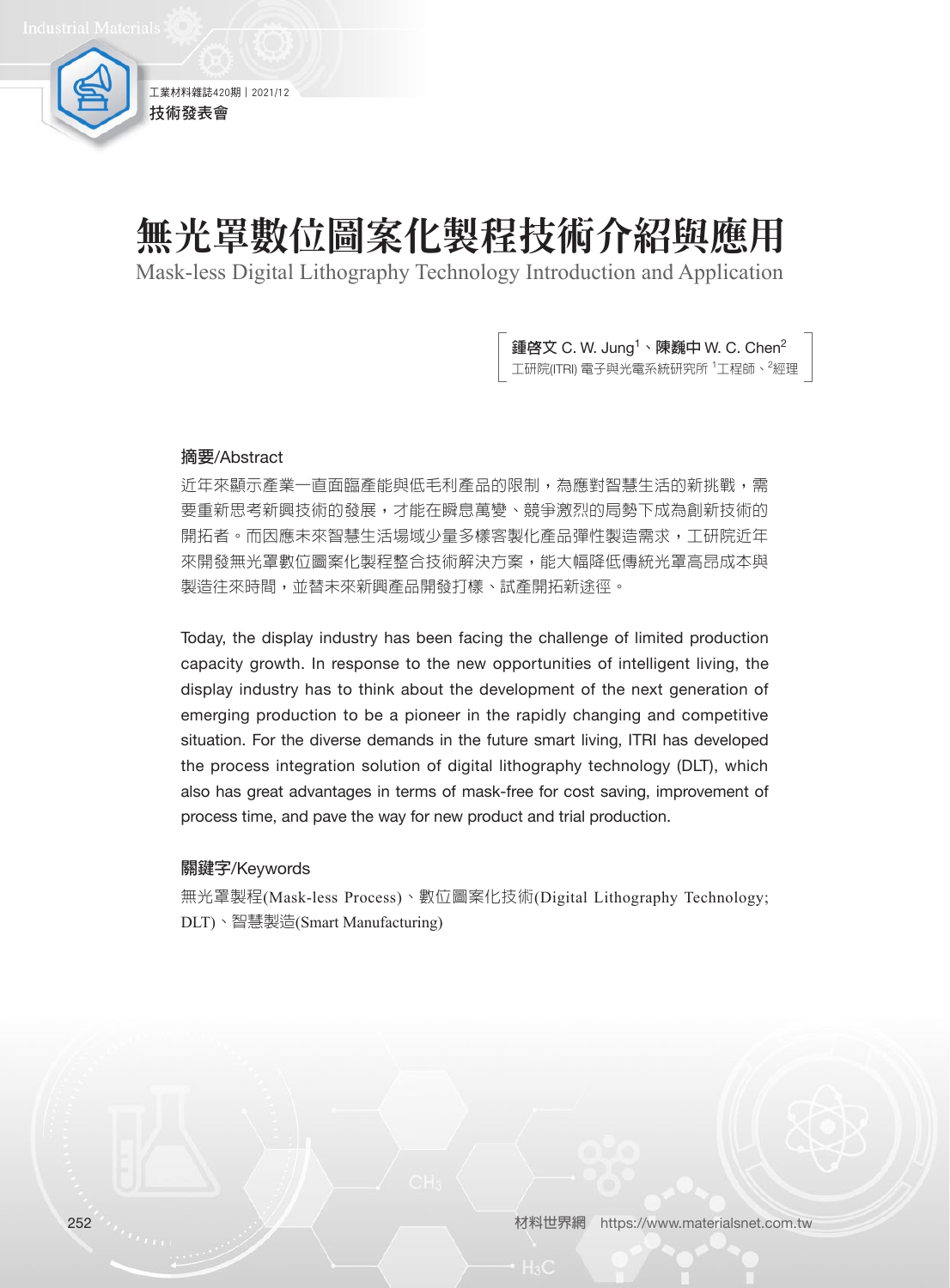技術發表會

# 無光罩數位圖案化製程技術介紹與應用

Mask-less Digital Lithography Technology Introduction and Application

**鍾啓文** C. W. Jung[1]、**陳巍中** W. C. Chen[2]
工研院(ITRI) 電子與光電系統研究所 [1]工程師、[2]經理

## 摘要/Abstract

近年來顯示產業一直面臨產能與低毛利產品的限制，為應對智慧生活的新挑戰，需要重新思考新興技術的發展，才能在瞬息萬變、競爭激烈的局勢下成為創新技術的開拓者。而因應未來智慧生活場域少量多樣客製化產品彈性製造需求，工研院近年來開發無光罩數位圖案化製程整合技術解決方案，能大幅降低傳統光罩高昂成本與製造往來時間，並替未來新興產品開發打樣、試產開拓新途徑。

Today, the display industry has been facing the challenge of limited production capacity growth. In response to the new opportunities of intelligent living, the display industry has to think about the development of the next generation of emerging production to be a pioneer in the rapidly changing and competitive situation. For the diverse demands in the future smart living, ITRI has developed the process integration solution of digital lithography technology (DLT), which also has great advantages in terms of mask-free for cost saving, improvement of process time, and pave the way for new product and trial production.

## 關鍵字/Keywords

無光罩製程(Mask-less Process)、數位圖案化技術(Digital Lithography Technology; DLT)、智慧製造(Smart Manufacturing)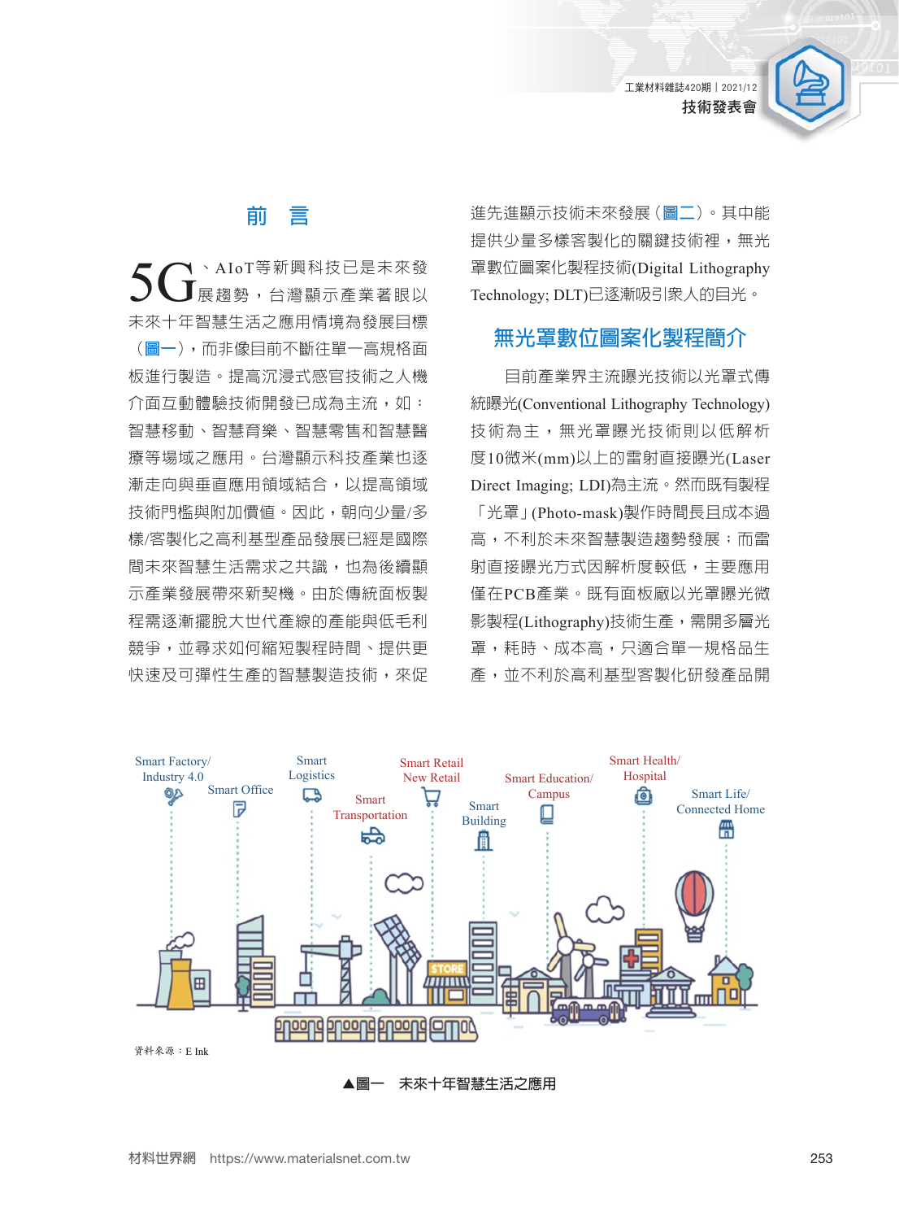## 前　言

5G、AIoT等新興科技已是未來發展趨勢，台灣顯示產業著眼以未來十年智慧生活之應用情境為發展目標（圖一），而非像目前不斷往單一高規格面板進行製造。提高沉浸式感官技術之人機介面互動體驗技術開發已成為主流，如：智慧移動、智慧育樂、智慧零售和智慧醫療等場域之應用。台灣顯示科技產業也逐漸走向與垂直應用領域結合，以提高領域技術門檻與附加價值。因此，朝向少量/多樣/客製化之高利基型產品發展已經是國際間未來智慧生活需求之共識，也為後續顯示產業發展帶來新契機。由於傳統面板製程需逐漸擺脫大世代產線的產能與低毛利競爭，並尋求如何縮短製程時間、提供更快速及可彈性生產的智慧製造技術，來促進先進顯示技術未來發展（圖二）。其中能提供少量多樣客製化的關鍵技術裡，無光罩數位圖案化製程技術(Digital Lithography Technology; DLT)已逐漸吸引眾人的目光。

## 無光罩數位圖案化製程簡介

目前產業界主流曝光技術以光罩式傳統曝光(Conventional Lithography Technology)技術為主，無光罩曝光技術則以低解析度10微米(mm)以上的雷射直接曝光(Laser Direct Imaging; LDI)為主流。然而既有製程「光罩」(Photo-mask)製作時間長且成本過高，不利於未來智慧製造趨勢發展；而雷射直接曝光方式因解析度較低，主要應用僅在PCB產業。既有面板廠以光罩曝光微影製程(Lithography)技術生產，需開多層光罩，耗時、成本高，只適合單一規格品生產，並不利於高利基型客製化研發產品開

Smart Factory/ Industry 4.0　Smart Office　Smart Logistics　Smart Transportation　Smart Retail New Retail　Smart Building　Smart Education/ Campus　Smart Health/ Hospital　Smart Life/ Connected Home

資料來源：E Ink

▲圖一　未來十年智慧生活之應用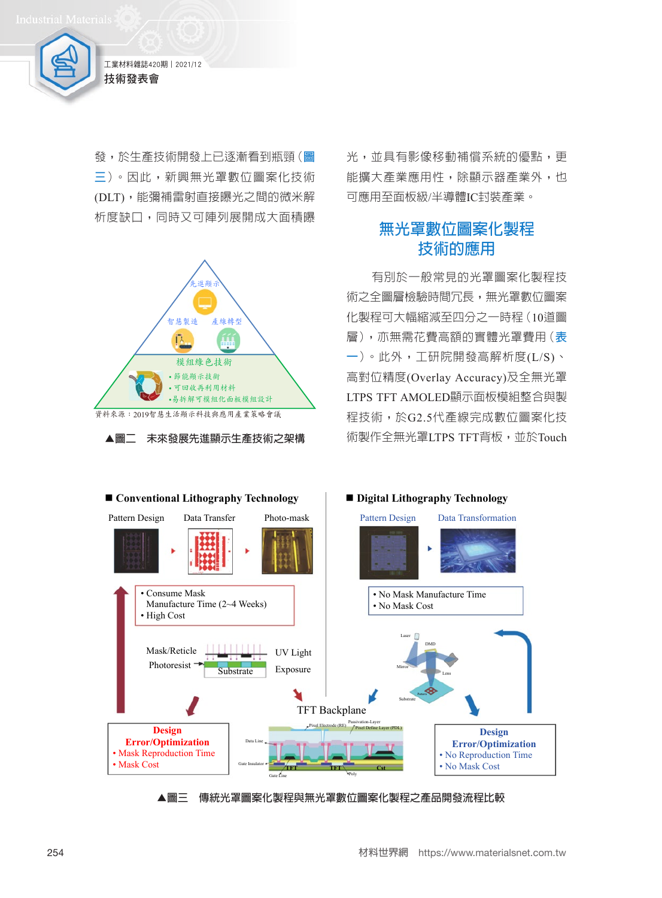發，於生產技術開發上已逐漸看到瓶頸(圖三)。因此，新興無光罩數位圖案化技術(DLT)，能彌補雷射直接曝光之間的微米解析度缺口，同時又可陣列展開成大面積曝光，並具有影像移動補償系統的優點，更能擴大產業應用性，除顯示器產業外，也可應用至面板級/半導體IC封裝產業。

先進顯示

智慧製造　產線轉型

模組綠色技術

- 節能顯示技術
- 可回收再利用材料
- 易拆解可模組化面板模組設計

資料來源：2019智慧生活顯示科技與應用產業策略會議

▲圖二　未來發展先進顯示生產技術之架構

## 無光罩數位圖案化製程技術的應用

有別於一般常見的光罩圖案化製程技術之全圖層檢驗時間冗長，無光罩數位圖案化製程可大幅縮減至四分之一時程(10道圖層)，亦無需花費高額的實體光罩費用(表一)。此外，工研院開發高解析度(L/S)、高對位精度(Overlay Accuracy)及全無光罩LTPS TFT AMOLED顯示面板模組整合與製程技術，於G2.5代產線完成數位圖案化技術製作全無光罩LTPS TFT背板，並於Touch

■ Conventional Lithography Technology

Pattern Design　Data Transfer　Photo-mask

- Consume Mask Manufacture Time (2~4 Weeks)
- High Cost

Mask/Reticle　Photoresist　Substrate　UV Light Exposure

Design Error/Optimization
- Mask Reproduction Time
- Mask Cost

■ Digital Lithography Technology

Pattern Design　Data Transformation

- No Mask Manufacture Time
- No Mask Cost

Laser　DMD　Mirror　Lens　Pattern　Substrate

Design Error/Optimization
- No Reproduction Time
- No Mask Cost

TFT Backplane

Pixel Electrode (RE)　Passivation-Layer　Pixel Define Layer (PDL)　Data Line　Gate Insulator　Gate Line　TFT　TFT　Cst　Poly

▲圖三　傳統光罩圖案化製程與無光罩數位圖案化製程之產品開發流程比較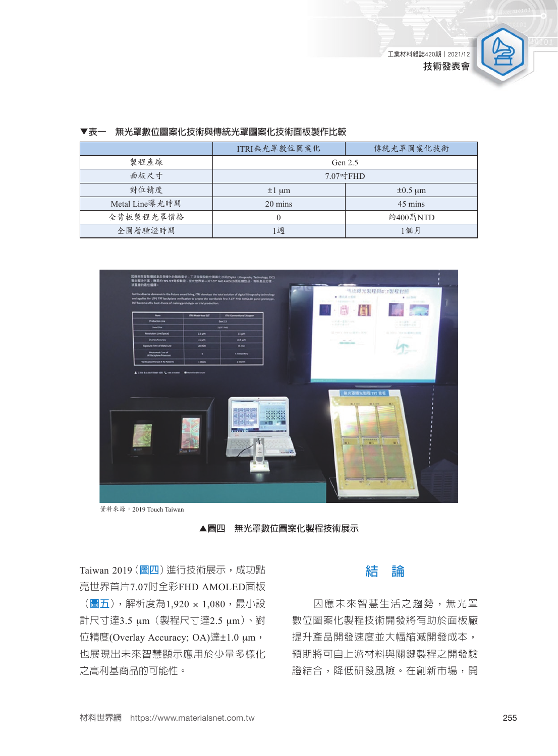▼表一　無光罩數位圖案化技術與傳統光罩圖案化技術面板製作比較

| | ITRI無光罩數位圖案化 | 傳統光罩圖案化技術 |
|---|---|---|
| 製程產線 | Gen 2.5 | |
| 面板尺寸 | 7.07吋FHD | |
| 對位精度 | ±1 μm | ±0.5 μm |
| Metal Line曝光時間 | 20 mins | 45 mins |
| 全背板製程光罩價格 | 0 | 約400萬NTD |
| 全圖層驗證時間 | 1週 | 1個月 |

資料來源：2019 Touch Taiwan

▲圖四　無光罩數位圖案化製程技術展示

Taiwan 2019（圖四）進行技術展示，成功點亮世界首片7.07吋全彩FHD AMOLED面板（圖五），解析度為1,920 × 1,080，最小設計尺寸達3.5 μm（製程尺寸達2.5 μm）、對位精度(Overlay Accuracy; OA)達±1.0 μm，也展現出未來智慧顯示應用於少量多樣化之高利基商品的可能性。

## 結　論

因應未來智慧生活之趨勢，無光罩數位圖案化製程技術開發將有助於面板廠提升產品開發速度並大幅縮減開發成本，預期將可自上游材料與關鍵製程之開發驗證結合，降低研發風險。在創新市場，開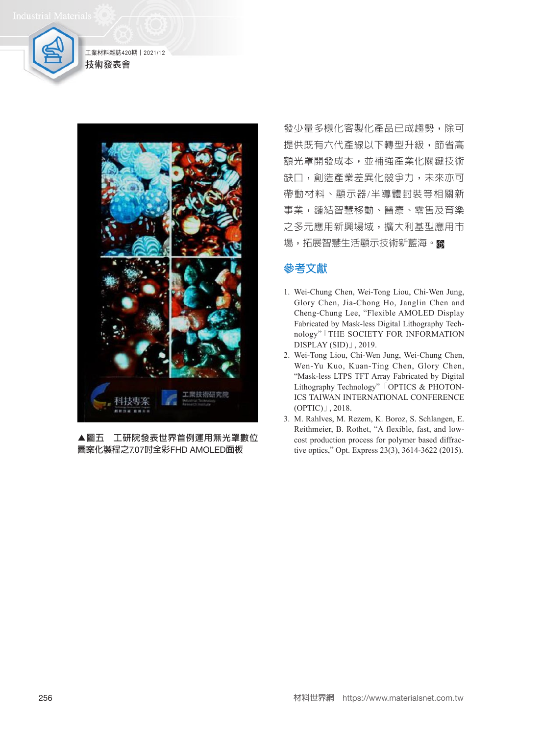發少量多樣化客製化產品已成趨勢，除可提供既有六代產線以下轉型升級，節省高額光罩開發成本，並補強產業化關鍵技術缺口，創造產業差異化競爭力，未來亦可帶動材料、顯示器/半導體封裝等相關新事業，鏈結智慧移動、醫療、零售及育樂之多元應用新興場域，擴大利基型應用市場，拓展智慧生活顯示技術新藍海。

▲圖五　工研院發表世界首例運用無光罩數位圖案化製程之7.07吋全彩FHD AMOLED面板

## 參考文獻

1. Wei-Chung Chen, Wei-Tong Liou, Chi-Wen Jung, Glory Chen, Jia-Chong Ho, Janglin Chen and Cheng-Chung Lee, "Flexible AMOLED Display Fabricated by Mask-less Digital Lithography Technology"「THE SOCIETY FOR INFORMATION DISPLAY (SID)」, 2019.
2. Wei-Tong Liou, Chi-Wen Jung, Wei-Chung Chen, Wen-Yu Kuo, Kuan-Ting Chen, Glory Chen, "Mask-less LTPS TFT Array Fabricated by Digital Lithography Technology"「OPTICS & PHOTONICS TAIWAN INTERNATIONAL CONFERENCE (OPTIC)」, 2018.
3. M. Rahlves, M. Rezem, K. Boroz, S. Schlangen, E. Reithmeier, B. Rothet, "A flexible, fast, and low-cost production process for polymer based diffractive optics," Opt. Express 23(3), 3614-3622 (2015).